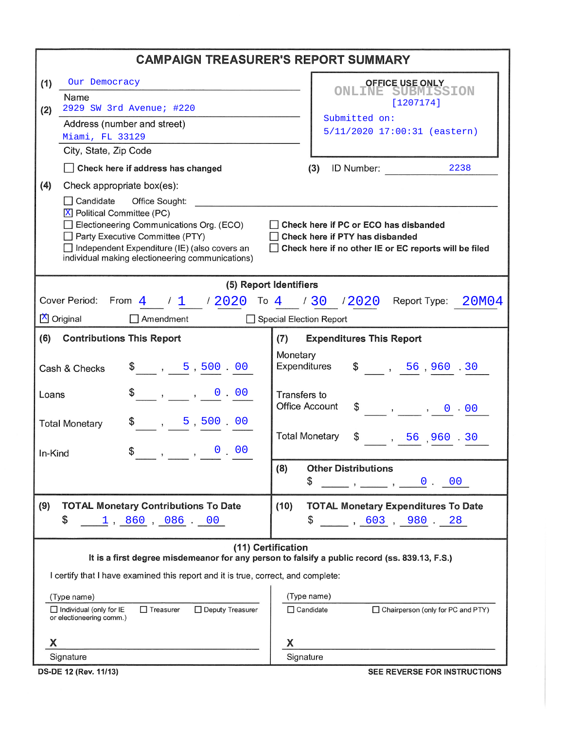# CAMPAIGN TREASURER'S REPORT SUMMARY

(1) Our Democracy
Name

(2) 2929 SW 3rd Avenue; #220
Address (number and street)

Miami, FL 33129
City, State, Zip Code

☐ **Check here if address has changed**

OFFICE USE ONLY
ONLINE SUBMISSION
[1207174]
Submitted on:
5/11/2020 17:00:31 (eastern)

(3) ID Number: 2238

(4) Check appropriate box(es):

- ☐ Candidate Office Sought: ______
- ☒ Political Committee (PC)
- ☐ Electioneering Communications Org. (ECO)
- ☐ Party Executive Committee (PTY)
- ☐ Independent Expenditure (IE) (also covers an individual making electioneering communications)

- ☐ **Check here if PC or ECO has disbanded**
- ☐ **Check here if PTY has disbanded**
- ☐ **Check here if no other IE or EC reports will be filed**

## (5) Report Identifiers

Cover Period: From 4 / 1 / 2020 To 4 / 30 / 2020 Report Type: 20M04

☒ Original ☐ Amendment ☐ Special Election Report

## (6) Contributions This Report

| | |
|---|---|
| Cash & Checks | $ 5,500.00 |
| Loans | $ 0.00 |
| Total Monetary | $ 5,500.00 |
| In-Kind | $ 0.00 |

## (7) Expenditures This Report

| | |
|---|---|
| Monetary Expenditures | $ 56,960.30 |
| Transfers to Office Account | $ 0.00 |
| Total Monetary | $ 56,960.30 |

## (8) Other Distributions

$ 0.00

## (9) TOTAL Monetary Contributions To Date

$ 1,860,086.00

## (10) TOTAL Monetary Expenditure To Date

$ 603,980.28

## (11) Certification

**It is a first degree misdemeanor for any person to falsify a public record (ss. 839.13, F.S.)**

I certify that I have examined this report and it is true, correct, and complete:

(Type name)
☐ Individual (only for IE or electioneering comm.) ☐ Treasurer ☐ Deputy Treasurer

X
Signature

(Type name)
☐ Candidate ☐ Chairperson (only for PC and PTY)

X
Signature

DS-DE 12 (Rev. 11/13) SEE REVERSE FOR INSTRUCTIONS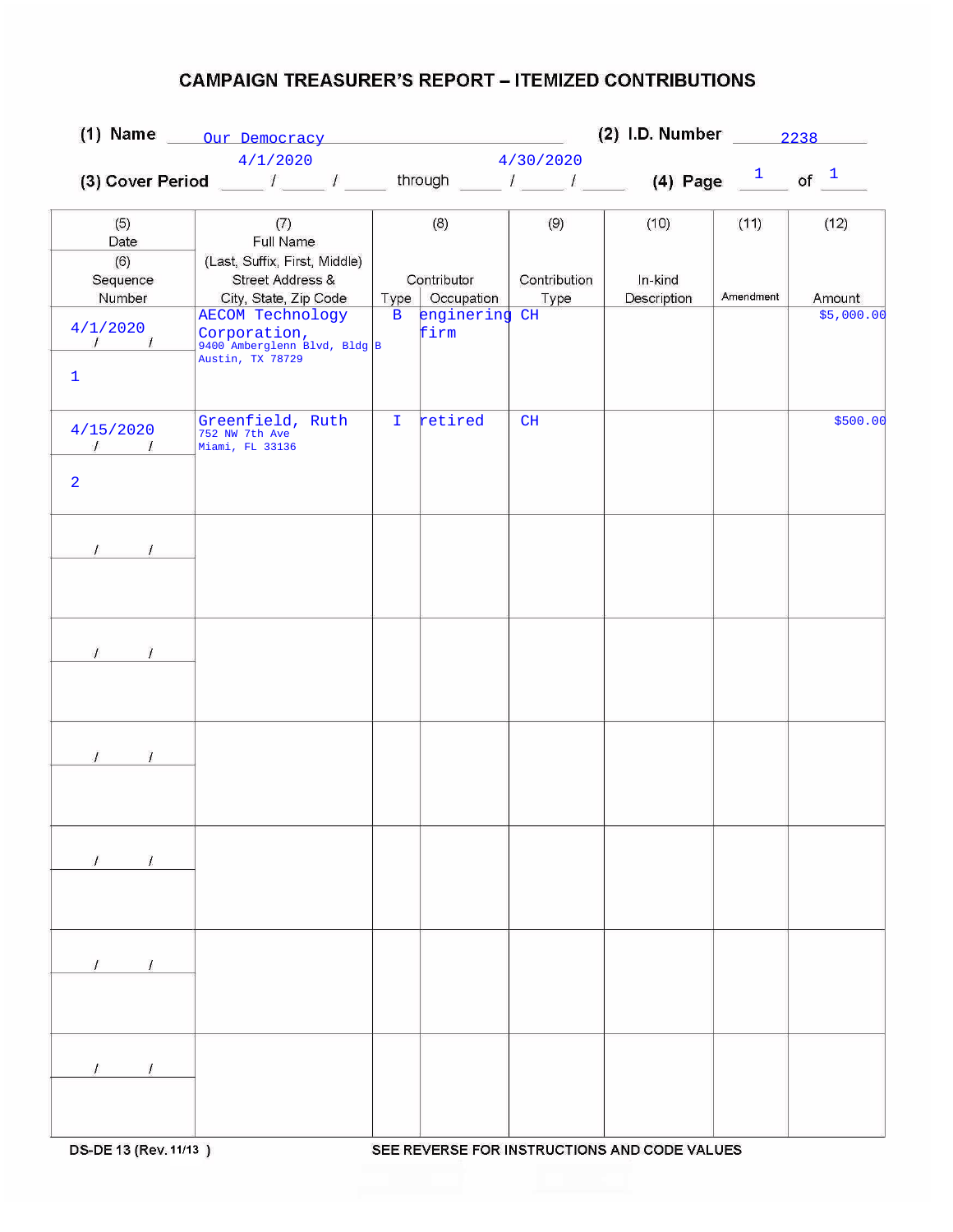# CAMPAIGN TREASURER'S REPORT – ITEMIZED CONTRIBUTIONS

**(1) Name** Our Democracy **(2) I.D. Number** 2238

**(3) Cover Period** 4/1/2020 through 4/30/2020 **(4) Page** 1 of 1

| (5) Date / (6) Sequence Number | (7) Full Name (Last, Suffix, First, Middle) Street Address & City, State, Zip Code | (8) Contributor Type | (8) Contributor Occupation | (9) Contribution Type | (10) In-kind Description | (11) Amendment | (12) Amount |
|---|---|---|---|---|---|---|---|
| 4/1/2020<br>1 | AECOM Technology Corporation,<br>9400 Amberglenn Blvd, Bldg B<br>Austin, TX 78729 | B | enginering firm | CH | | | $5,000.00 |
| 4/15/2020<br>2 | Greenfield, Ruth<br>752 NW 7th Ave<br>Miami, FL 33136 | I | retired | CH | | | $500.00 |
| / / | | | | | | | |
| / / | | | | | | | |
| / / | | | | | | | |
| / / | | | | | | | |
| / / | | | | | | | |
| / / | | | | | | | |

DS-DE 13 (Rev. 11/13) SEE REVERSE FOR INSTRUCTIONS AND CODE VALUES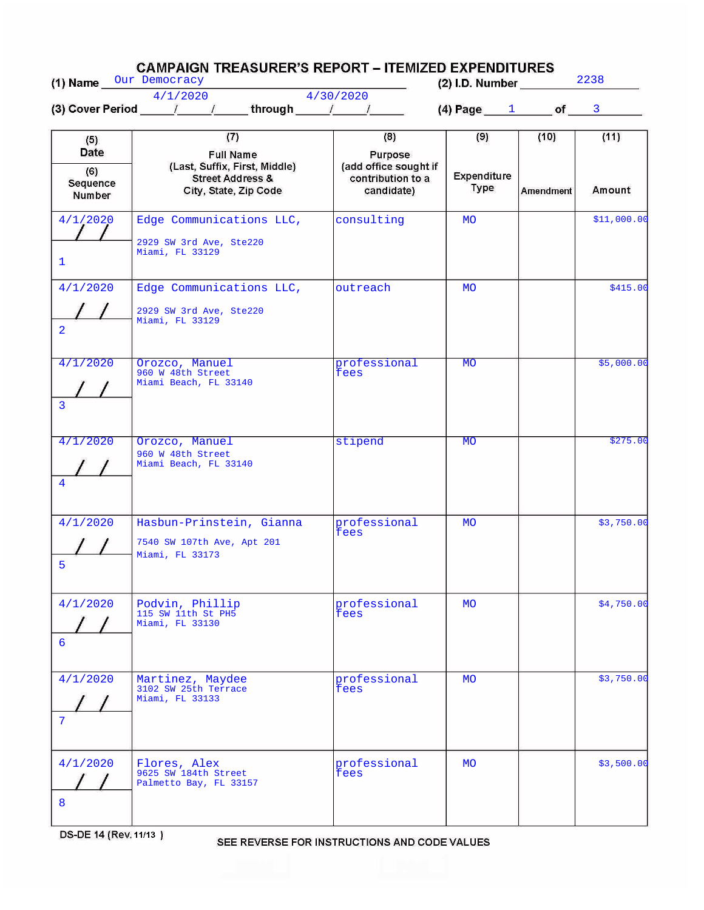# CAMPAIGN TREASURER'S REPORT – ITEMIZED EXPENDITURES

(1) Name Our Democracy (2) I.D. Number 2238

(3) Cover Period 4/1/2020 through 4/30/2020 (4) Page 1 of 3

| (5) Date / (6) Sequence Number | (7) Full Name (Last, Suffix, First, Middle) Street Address & City, State, Zip Code | (8) Purpose (add office sought if contribution to a candidate) | (9) Expenditure Type | (10) Amendment | (11) Amount |
|---|---|---|---|---|---|
| 4/1/2020<br>1 | Edge Communications LLC,<br>2929 SW 3rd Ave, Ste220<br>Miami, FL 33129 | consulting | MO | | $11,000.00 |
| 4/1/2020<br>2 | Edge Communications LLC,<br>2929 SW 3rd Ave, Ste220<br>Miami, FL 33129 | outreach | MO | | $415.00 |
| 4/1/2020<br>3 | Orozco, Manuel<br>960 W 48th Street<br>Miami Beach, FL 33140 | professional fees | MO | | $5,000.00 |
| 4/1/2020<br>4 | Orozco, Manuel<br>960 W 48th Street<br>Miami Beach, FL 33140 | stipend | MO | | $275.00 |
| 4/1/2020<br>5 | Hasbun-Prinstein, Gianna<br>7540 SW 107th Ave, Apt 201<br>Miami, FL 33173 | professional fees | MO | | $3,750.00 |
| 4/1/2020<br>6 | Podvin, Phillip<br>115 SW 11th St PH5<br>Miami, FL 33130 | professional fees | MO | | $4,750.00 |
| 4/1/2020<br>7 | Martinez, Maydee<br>3102 SW 25th Terrace<br>Miami, FL 33133 | professional fees | MO | | $3,750.00 |
| 4/1/2020<br>8 | Flores, Alex<br>9625 SW 184th Street<br>Palmetto Bay, FL 33157 | professional fees | MO | | $3,500.00 |

DS-DE 14 (Rev. 11/13)

SEE REVERSE FOR INSTRUCTIONS AND CODE VALUES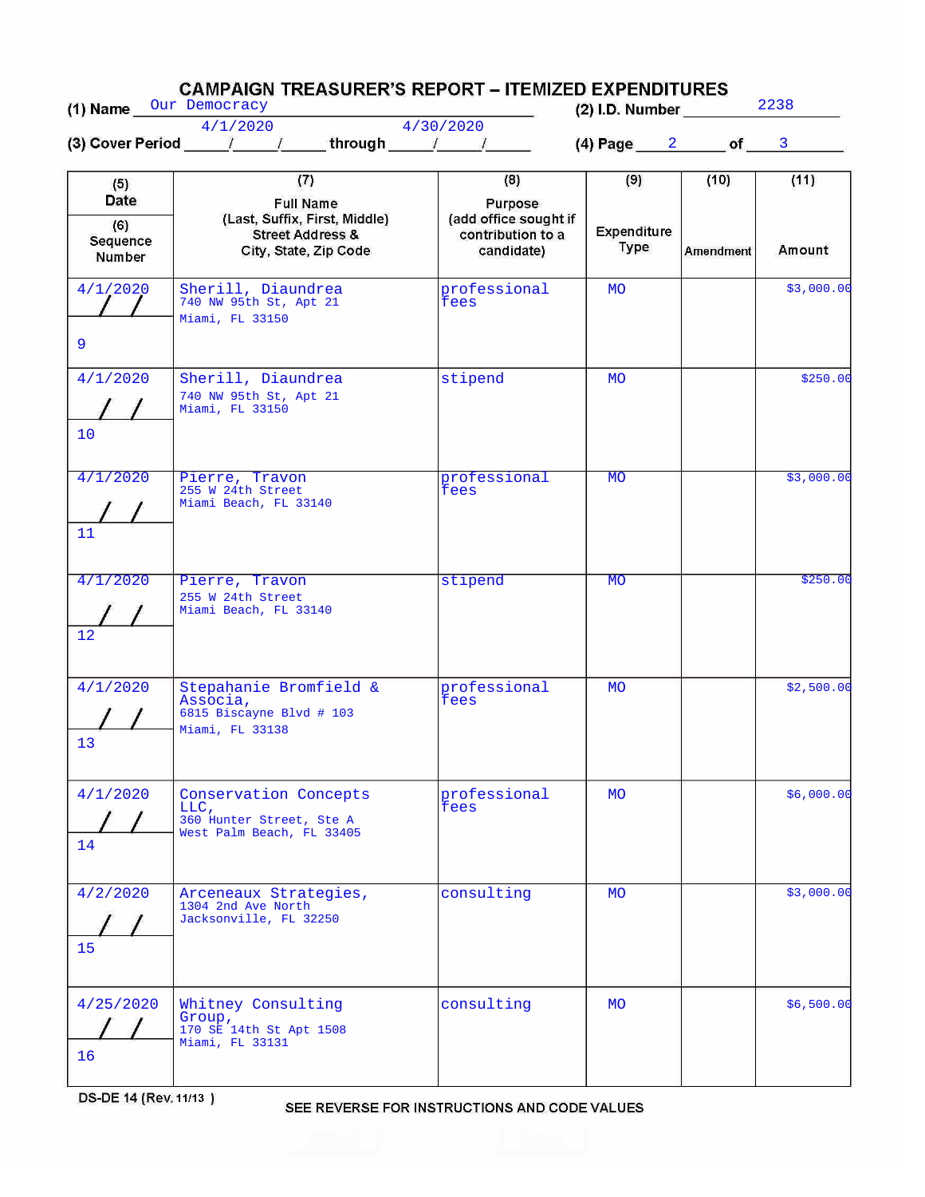# CAMPAIGN TREASURER'S REPORT – ITEMIZED EXPENDITURES

(1) Name: Our Democracy

(2) I.D. Number: 2238

(3) Cover Period: 4/1/2020 through 4/30/2020

(4) Page 2 of 3

| (5) Date / (6) Sequence Number | (7) Full Name (Last, Suffix, First, Middle) Street Address & City, State, Zip Code | (8) Purpose (add office sought if contribution to a candidate) | (9) Expenditure Type | (10) Amendment | (11) Amount |
|---|---|---|---|---|---|
| 4/1/2020<br>9 | Sherill, Diaundrea<br>740 NW 95th St, Apt 21<br>Miami, FL 33150 | professional fees | MO | | $3,000.00 |
| 4/1/2020<br>10 | Sherill, Diaundrea<br>740 NW 95th St, Apt 21<br>Miami, FL 33150 | stipend | MO | | $250.00 |
| 4/1/2020<br>11 | Pierre, Travon<br>255 W 24th Street<br>Miami Beach, FL 33140 | professional fees | MO | | $3,000.00 |
| 4/1/2020<br>12 | Pierre, Travon<br>255 W 24th Street<br>Miami Beach, FL 33140 | stipend | MO | | $250.00 |
| 4/1/2020<br>13 | Stepahanie Bromfield & Associa,<br>6815 Biscayne Blvd # 103<br>Miami, FL 33138 | professional fees | MO | | $2,500.00 |
| 4/1/2020<br>14 | Conservation Concepts LLC,<br>360 Hunter Street, Ste A<br>West Palm Beach, FL 33405 | professional fees | MO | | $6,000.00 |
| 4/2/2020<br>15 | Arceneaux Strategies,<br>1304 2nd Ave North<br>Jacksonville, FL 32250 | consulting | MO | | $3,000.00 |
| 4/25/2020<br>16 | Whitney Consulting Group,<br>170 SE 14th St Apt 1508<br>Miami, FL 33131 | consulting | MO | | $6,500.00 |

DS-DE 14 (Rev. 11/13)

SEE REVERSE FOR INSTRUCTIONS AND CODE VALUES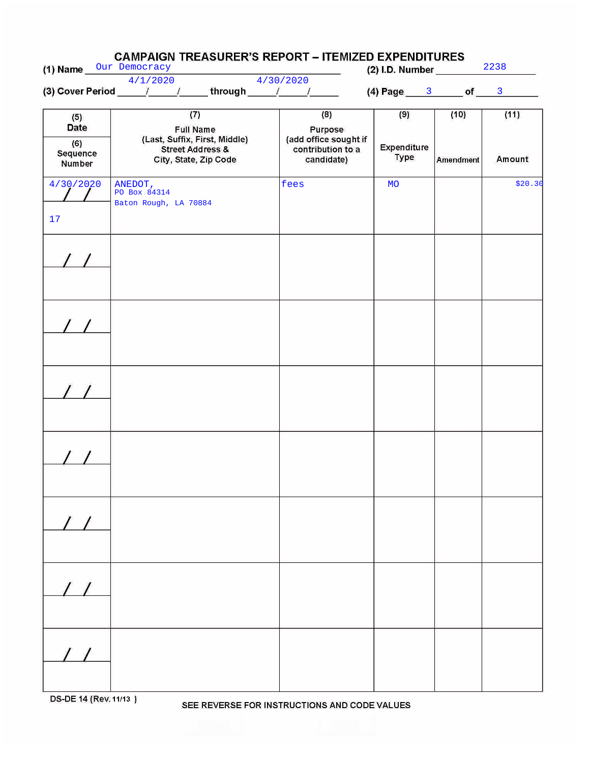# CAMPAIGN TREASURER'S REPORT – ITEMIZED EXPENDITURES

**(1) Name** Our Democracy **(2) I.D. Number** 2238

**(3) Cover Period** 4/1/2020 through 4/30/2020 **(4) Page** 3 of 3

| (5) Date / (6) Sequence Number | (7) Full Name (Last, Suffix, First, Middle) Street Address & City, State, Zip Code | (8) Purpose (add office sought if contribution to a candidate) | (9) Expenditure Type | (10) Amendment | (11) Amount |
|---|---|---|---|---|---|
| 4/30/2020<br>17 | ANEDOT,<br>PO Box 84314<br>Baton Rough, LA 70884 | fees | MO | | $20.30 |
| / / | | | | | |
| / / | | | | | |
| / / | | | | | |
| / / | | | | | |
| / / | | | | | |
| / / | | | | | |
| / / | | | | | |

DS-DE 14 (Rev. 11/13 )

SEE REVERSE FOR INSTRUCTIONS AND CODE VALUES